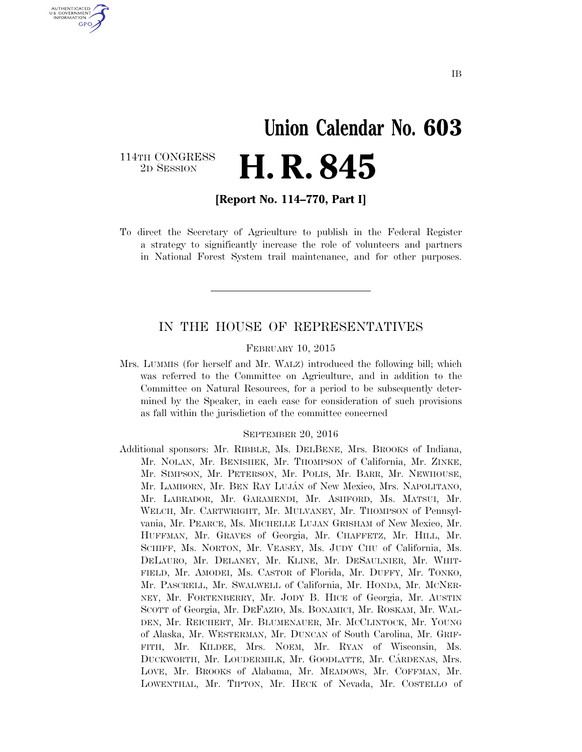IB

# Union Calendar No. 603

114TH CONGRESS
2D SESSION

# H. R. 845

**[Report No. 114–770, Part I]**

To direct the Secretary of Agriculture to publish in the Federal Register a strategy to significantly increase the role of volunteers and partners in National Forest System trail maintenance, and for other purposes.

---

## IN THE HOUSE OF REPRESENTATIVES

FEBRUARY 10, 2015

Mrs. LUMMIS (for herself and Mr. WALZ) introduced the following bill; which was referred to the Committee on Agriculture, and in addition to the Committee on Natural Resources, for a period to be subsequently determined by the Speaker, in each case for consideration of such provisions as fall within the jurisdiction of the committee concerned

SEPTEMBER 20, 2016

Additional sponsors: Mr. RIBBLE, Ms. DELBENE, Mrs. BROOKS of Indiana, Mr. NOLAN, Mr. BENISHEK, Mr. THOMPSON of California, Mr. ZINKE, Mr. SIMPSON, Mr. PETERSON, Mr. POLIS, Mr. BARR, Mr. NEWHOUSE, Mr. LAMBORN, Mr. BEN RAY LUJÁN of New Mexico, Mrs. NAPOLITANO, Mr. LABRADOR, Mr. GARAMENDI, Mr. ASHFORD, Ms. MATSUI, Mr. WELCH, Mr. CARTWRIGHT, Mr. MULVANEY, Mr. THOMPSON of Pennsylvania, Mr. PEARCE, Ms. MICHELLE LUJAN GRISHAM of New Mexico, Mr. HUFFMAN, Mr. GRAVES of Georgia, Mr. CHAFFETZ, Mr. HILL, Mr. SCHIFF, Ms. NORTON, Mr. VEASEY, Ms. JUDY CHU of California, Ms. DELAURO, Mr. DELANEY, Mr. KLINE, Mr. DESAULNIER, Mr. WHITFIELD, Mr. AMODEI, Ms. CASTOR of Florida, Mr. DUFFY, Mr. TONKO, Mr. PASCRELL, Mr. SWALWELL of California, Mr. HONDA, Mr. MCNERNEY, Mr. FORTENBERRY, Mr. JODY B. HICE of Georgia, Mr. AUSTIN SCOTT of Georgia, Mr. DEFAZIO, Ms. BONAMICI, Mr. ROSKAM, Mr. WALDEN, Mr. REICHERT, Mr. BLUMENAUER, Mr. MCCLINTOCK, Mr. YOUNG of Alaska, Mr. WESTERMAN, Mr. DUNCAN of South Carolina, Mr. GRIFFITH, Mr. KILDEE, Mrs. NOEM, Mr. RYAN of Wisconsin, Ms. DUCKWORTH, Mr. LOUDERMILK, Mr. GOODLATTE, Mr. CÁRDENAS, Mrs. LOVE, Mr. BROOKS of Alabama, Mr. MEADOWS, Mr. COFFMAN, Mr. LOWENTHAL, Mr. TIPTON, Mr. HECK of Nevada, Mr. COSTELLO of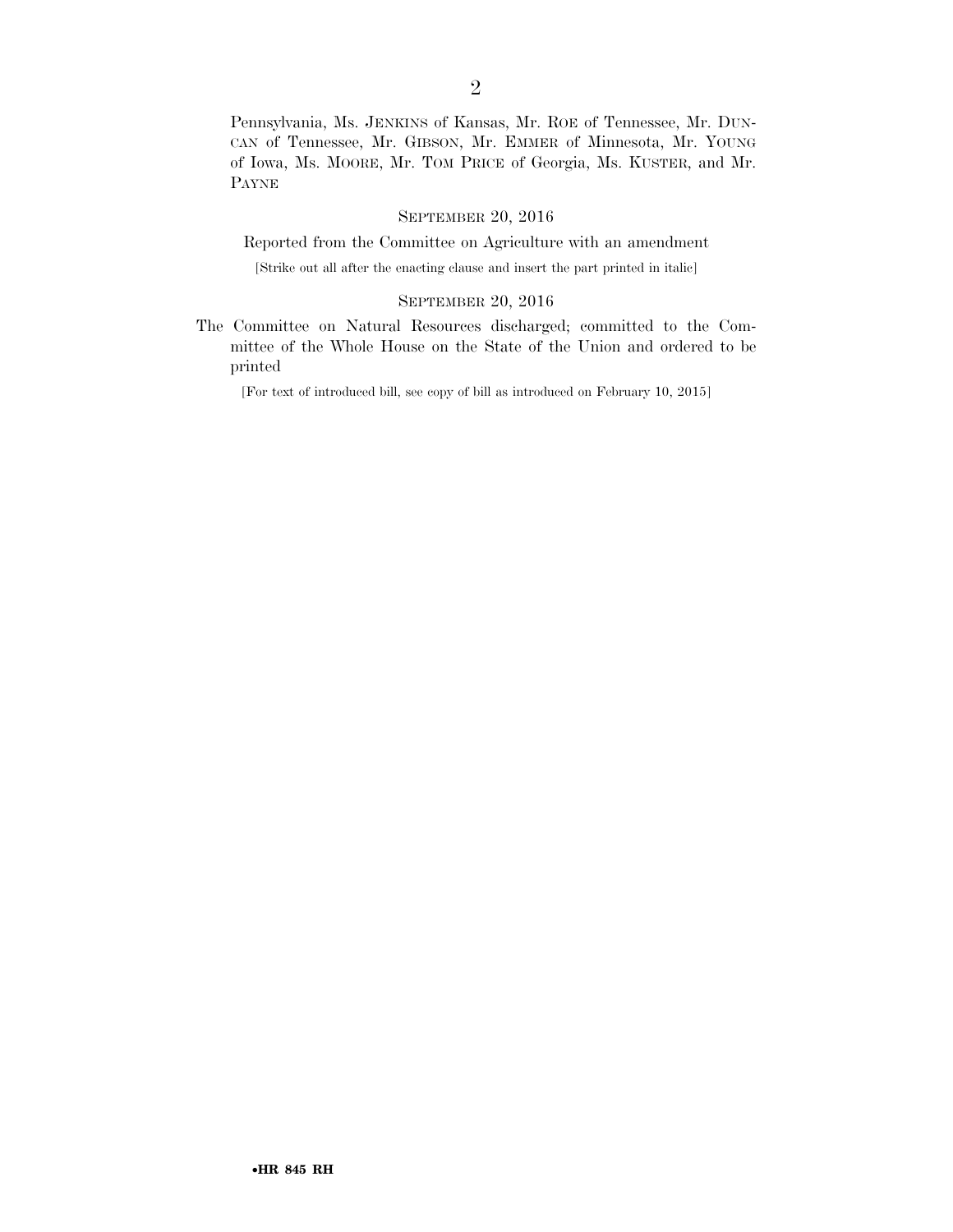Pennsylvania, Ms. JENKINS of Kansas, Mr. ROE of Tennessee, Mr. DUNCAN of Tennessee, Mr. GIBSON, Mr. EMMER of Minnesota, Mr. YOUNG of Iowa, Ms. MOORE, Mr. TOM PRICE of Georgia, Ms. KUSTER, and Mr. PAYNE

SEPTEMBER 20, 2016

Reported from the Committee on Agriculture with an amendment

[Strike out all after the enacting clause and insert the part printed in italic]

SEPTEMBER 20, 2016

The Committee on Natural Resources discharged; committed to the Committee of the Whole House on the State of the Union and ordered to be printed

[For text of introduced bill, see copy of bill as introduced on February 10, 2015]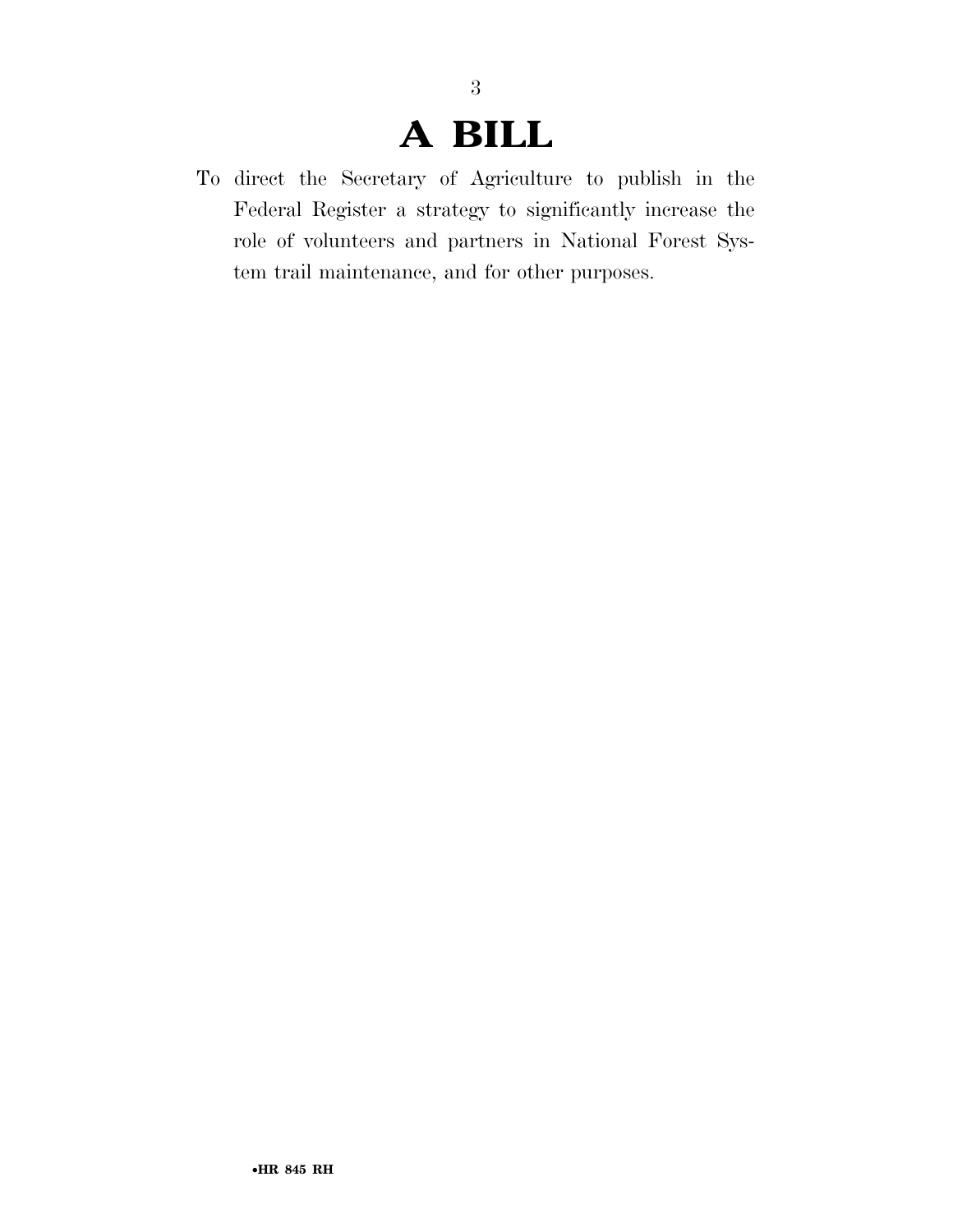# A BILL

To direct the Secretary of Agriculture to publish in the Federal Register a strategy to significantly increase the role of volunteers and partners in National Forest System trail maintenance, and for other purposes.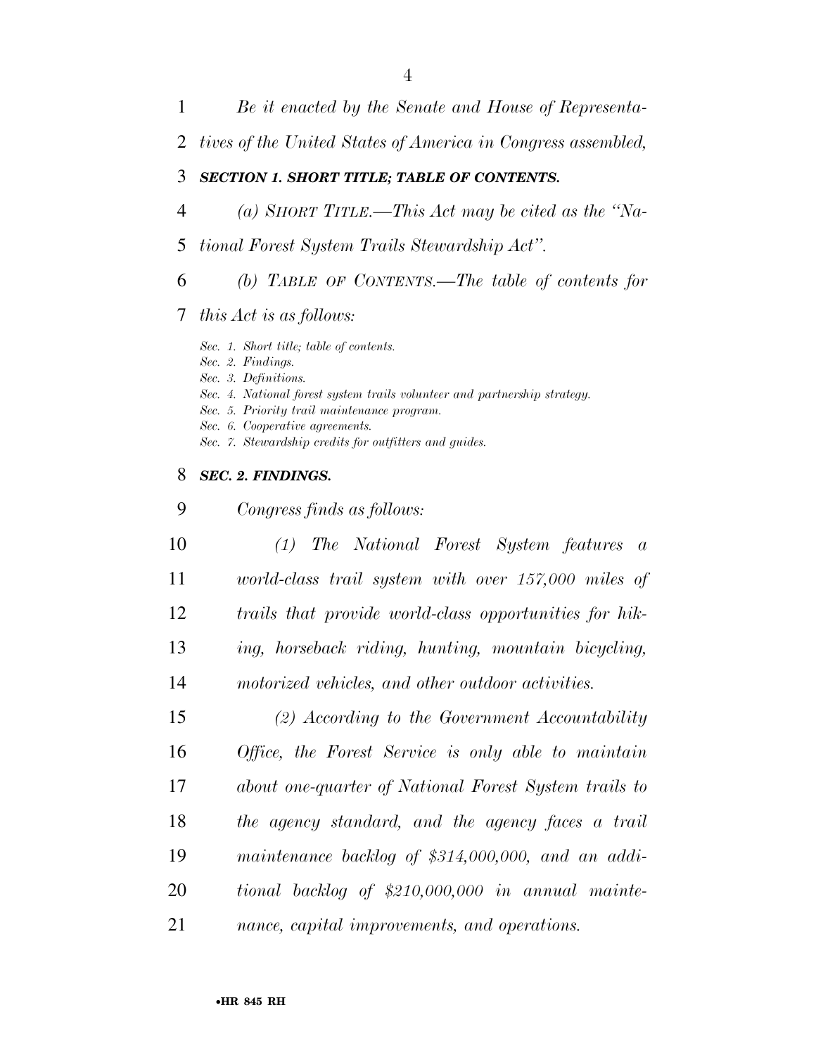*Be it enacted by the Senate and House of Representatives of the United States of America in Congress assembled,*

### ***SECTION 1. SHORT TITLE; TABLE OF CONTENTS.***

*(a) SHORT TITLE.—This Act may be cited as the "National Forest System Trails Stewardship Act".*

*(b) TABLE OF CONTENTS.—The table of contents for this Act is as follows:*

*Sec. 1. Short title; table of contents.*
*Sec. 2. Findings.*
*Sec. 3. Definitions.*
*Sec. 4. National forest system trails volunteer and partnership strategy.*
*Sec. 5. Priority trail maintenance program.*
*Sec. 6. Cooperative agreements.*
*Sec. 7. Stewardship credits for outfitters and guides.*

### ***SEC. 2. FINDINGS.***

*Congress finds as follows:*

*(1) The National Forest System features a world-class trail system with over 157,000 miles of trails that provide world-class opportunities for hiking, horseback riding, hunting, mountain bicycling, motorized vehicles, and other outdoor activities.*

*(2) According to the Government Accountability Office, the Forest Service is only able to maintain about one-quarter of National Forest System trails to the agency standard, and the agency faces a trail maintenance backlog of $314,000,000, and an additional backlog of $210,000,000 in annual maintenance, capital improvements, and operations.*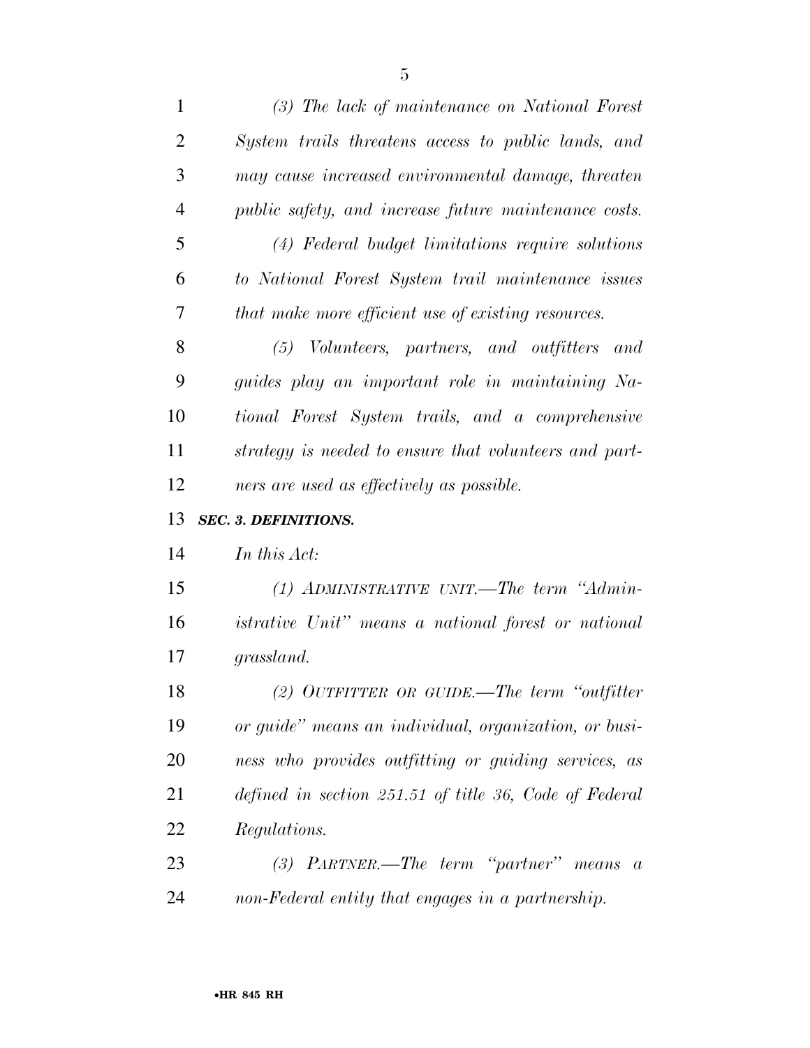*(3) The lack of maintenance on National Forest System trails threatens access to public lands, and may cause increased environmental damage, threaten public safety, and increase future maintenance costs.*

*(4) Federal budget limitations require solutions to National Forest System trail maintenance issues that make more efficient use of existing resources.*

*(5) Volunteers, partners, and outfitters and guides play an important role in maintaining National Forest System trails, and a comprehensive strategy is needed to ensure that volunteers and partners are used as effectively as possible.*

***SEC. 3. DEFINITIONS.***

*In this Act:*

*(1) ADMINISTRATIVE UNIT.—The term "Administrative Unit" means a national forest or national grassland.*

*(2) OUTFITTER OR GUIDE.—The term "outfitter or guide" means an individual, organization, or business who provides outfitting or guiding services, as defined in section 251.51 of title 36, Code of Federal Regulations.*

*(3) PARTNER.—The term "partner" means a non-Federal entity that engages in a partnership.*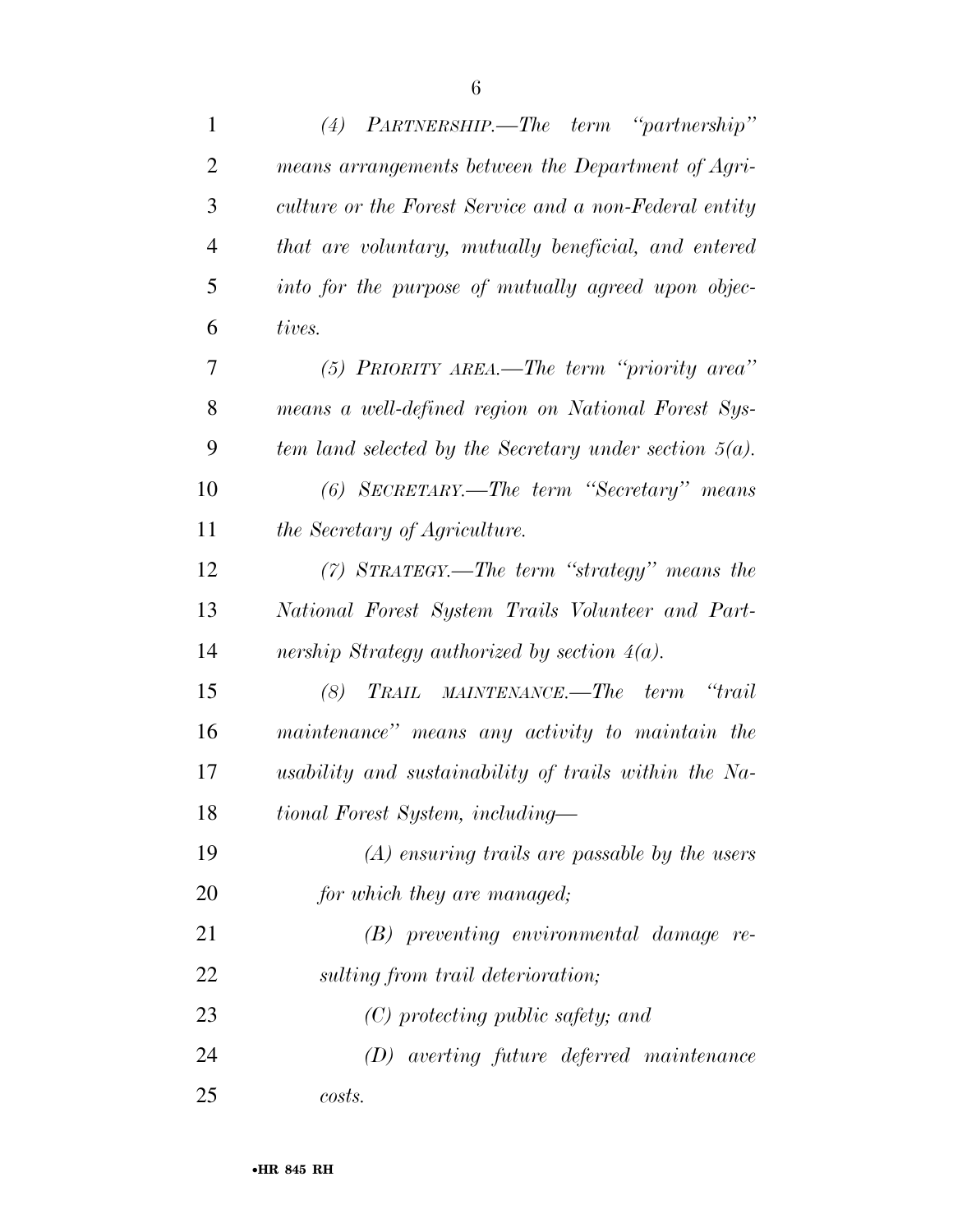*(4) PARTNERSHIP.—The term "partnership" means arrangements between the Department of Agriculture or the Forest Service and a non-Federal entity that are voluntary, mutually beneficial, and entered into for the purpose of mutually agreed upon objectives.*

*(5) PRIORITY AREA.—The term "priority area" means a well-defined region on National Forest System land selected by the Secretary under section 5(a).*

*(6) SECRETARY.—The term "Secretary" means the Secretary of Agriculture.*

*(7) STRATEGY.—The term "strategy" means the National Forest System Trails Volunteer and Partnership Strategy authorized by section 4(a).*

*(8) TRAIL MAINTENANCE.—The term "trail maintenance" means any activity to maintain the usability and sustainability of trails within the National Forest System, including—*

*(A) ensuring trails are passable by the users for which they are managed;*

*(B) preventing environmental damage resulting from trail deterioration;*

*(C) protecting public safety; and*

*(D) averting future deferred maintenance costs.*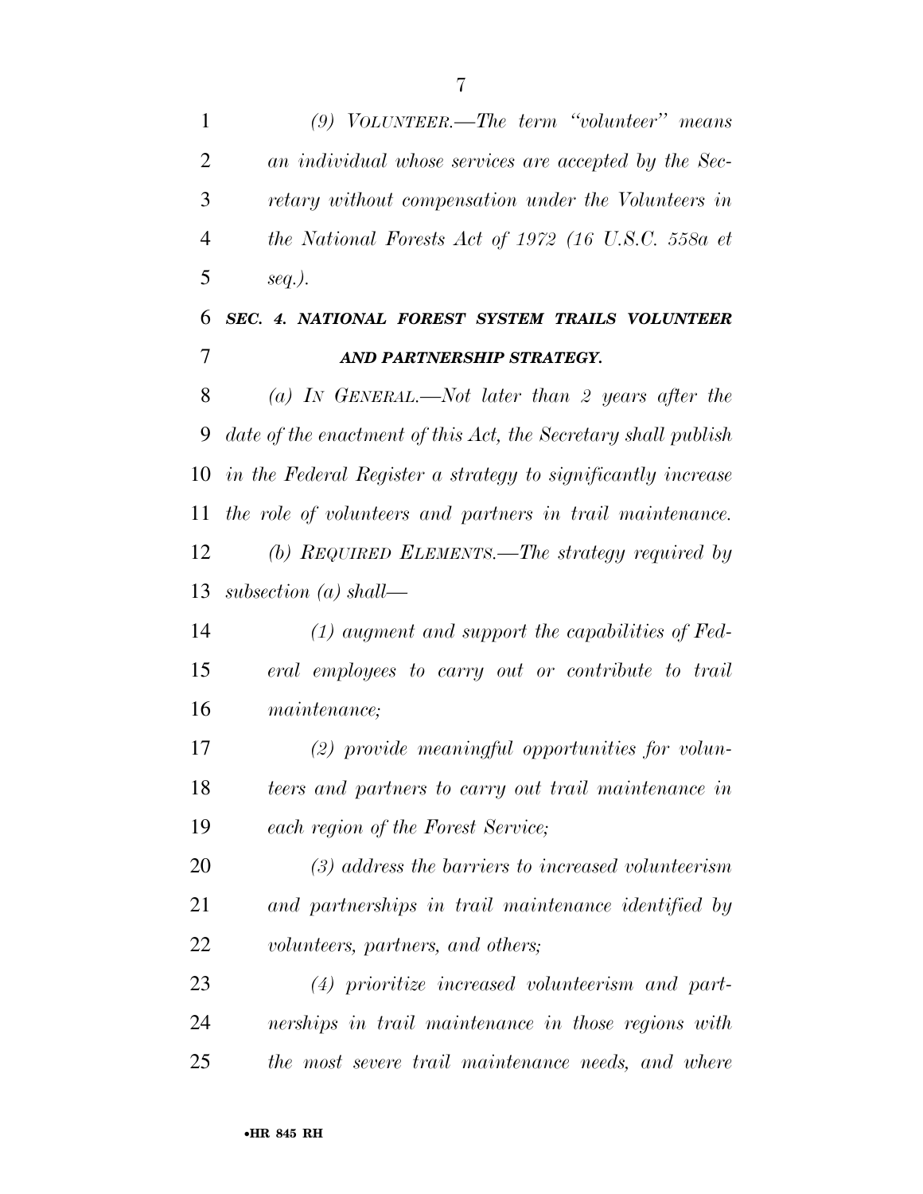*(9) VOLUNTEER.—The term "volunteer" means an individual whose services are accepted by the Secretary without compensation under the Volunteers in the National Forests Act of 1972 (16 U.S.C. 558a et seq.).*

### *SEC. 4. NATIONAL FOREST SYSTEM TRAILS VOLUNTEER AND PARTNERSHIP STRATEGY.*

*(a) IN GENERAL.—Not later than 2 years after the date of the enactment of this Act, the Secretary shall publish in the Federal Register a strategy to significantly increase the role of volunteers and partners in trail maintenance.*

*(b) REQUIRED ELEMENTS.—The strategy required by subsection (a) shall—*

*(1) augment and support the capabilities of Federal employees to carry out or contribute to trail maintenance;*

*(2) provide meaningful opportunities for volunteers and partners to carry out trail maintenance in each region of the Forest Service;*

*(3) address the barriers to increased volunteerism and partnerships in trail maintenance identified by volunteers, partners, and others;*

*(4) prioritize increased volunteerism and partnerships in trail maintenance in those regions with the most severe trail maintenance needs, and where*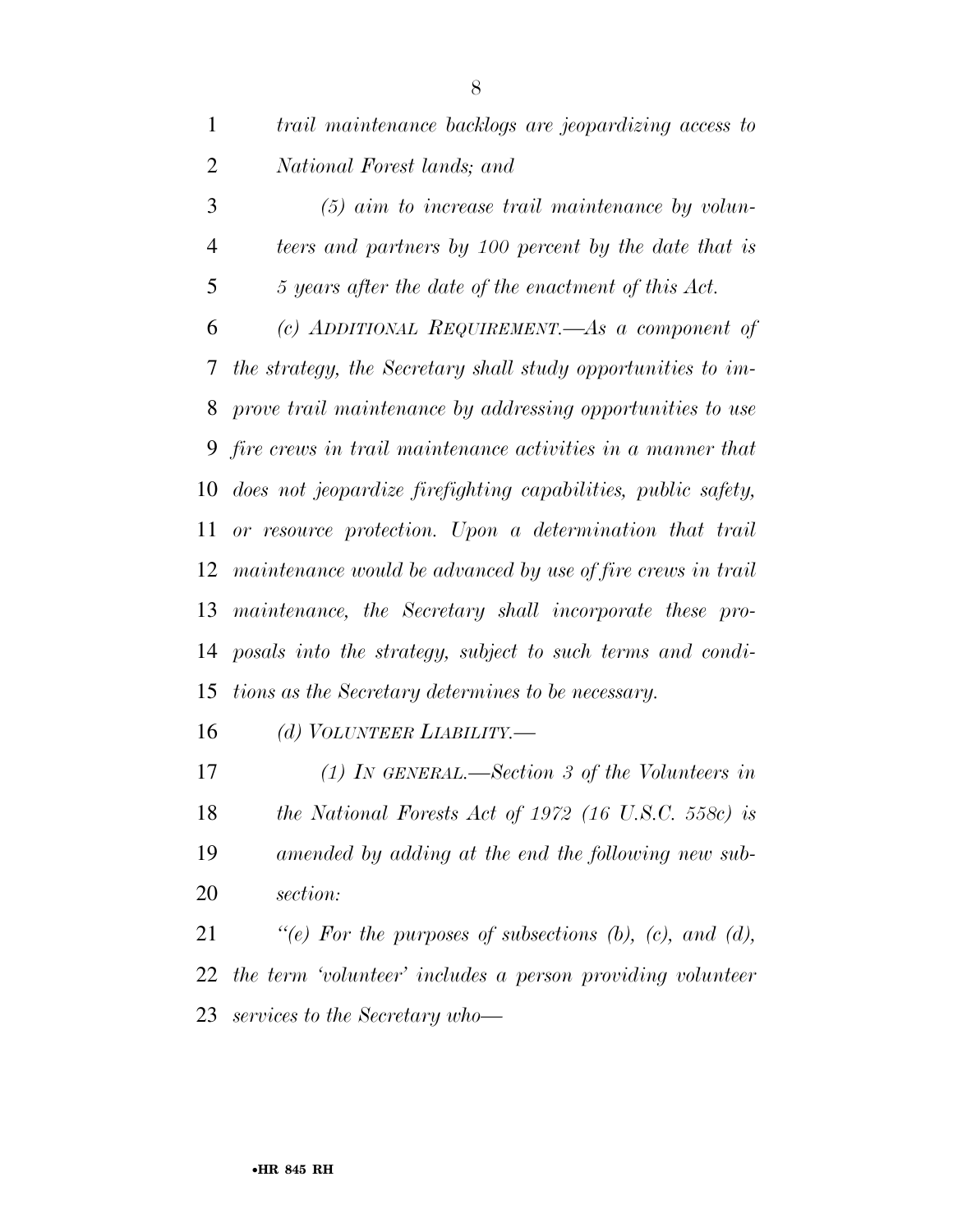*trail maintenance backlogs are jeopardizing access to National Forest lands; and*

*(5) aim to increase trail maintenance by volunteers and partners by 100 percent by the date that is 5 years after the date of the enactment of this Act.*

*(c) ADDITIONAL REQUIREMENT.—As a component of the strategy, the Secretary shall study opportunities to improve trail maintenance by addressing opportunities to use fire crews in trail maintenance activities in a manner that does not jeopardize firefighting capabilities, public safety, or resource protection. Upon a determination that trail maintenance would be advanced by use of fire crews in trail maintenance, the Secretary shall incorporate these proposals into the strategy, subject to such terms and conditions as the Secretary determines to be necessary.*

*(d) VOLUNTEER LIABILITY.—*

*(1) IN GENERAL.—Section 3 of the Volunteers in the National Forests Act of 1972 (16 U.S.C. 558c) is amended by adding at the end the following new subsection:*

*"(e) For the purposes of subsections (b), (c), and (d), the term 'volunteer' includes a person providing volunteer services to the Secretary who—*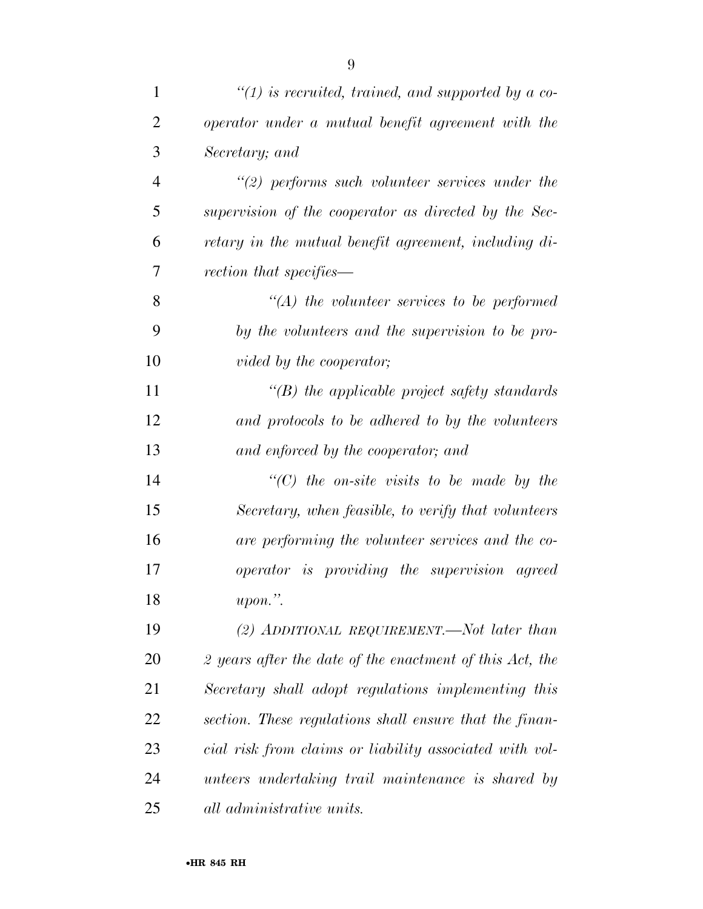*"(1) is recruited, trained, and supported by a cooperator under a mutual benefit agreement with the Secretary; and*

*"(2) performs such volunteer services under the supervision of the cooperator as directed by the Secretary in the mutual benefit agreement, including direction that specifies—*

*"(A) the volunteer services to be performed by the volunteers and the supervision to be provided by the cooperator;*

*"(B) the applicable project safety standards and protocols to be adhered to by the volunteers and enforced by the cooperator; and*

*"(C) the on-site visits to be made by the Secretary, when feasible, to verify that volunteers are performing the volunteer services and the cooperator is providing the supervision agreed upon.".*

*(2) ADDITIONAL REQUIREMENT.—Not later than 2 years after the date of the enactment of this Act, the Secretary shall adopt regulations implementing this section. These regulations shall ensure that the financial risk from claims or liability associated with volunteers undertaking trail maintenance is shared by all administrative units.*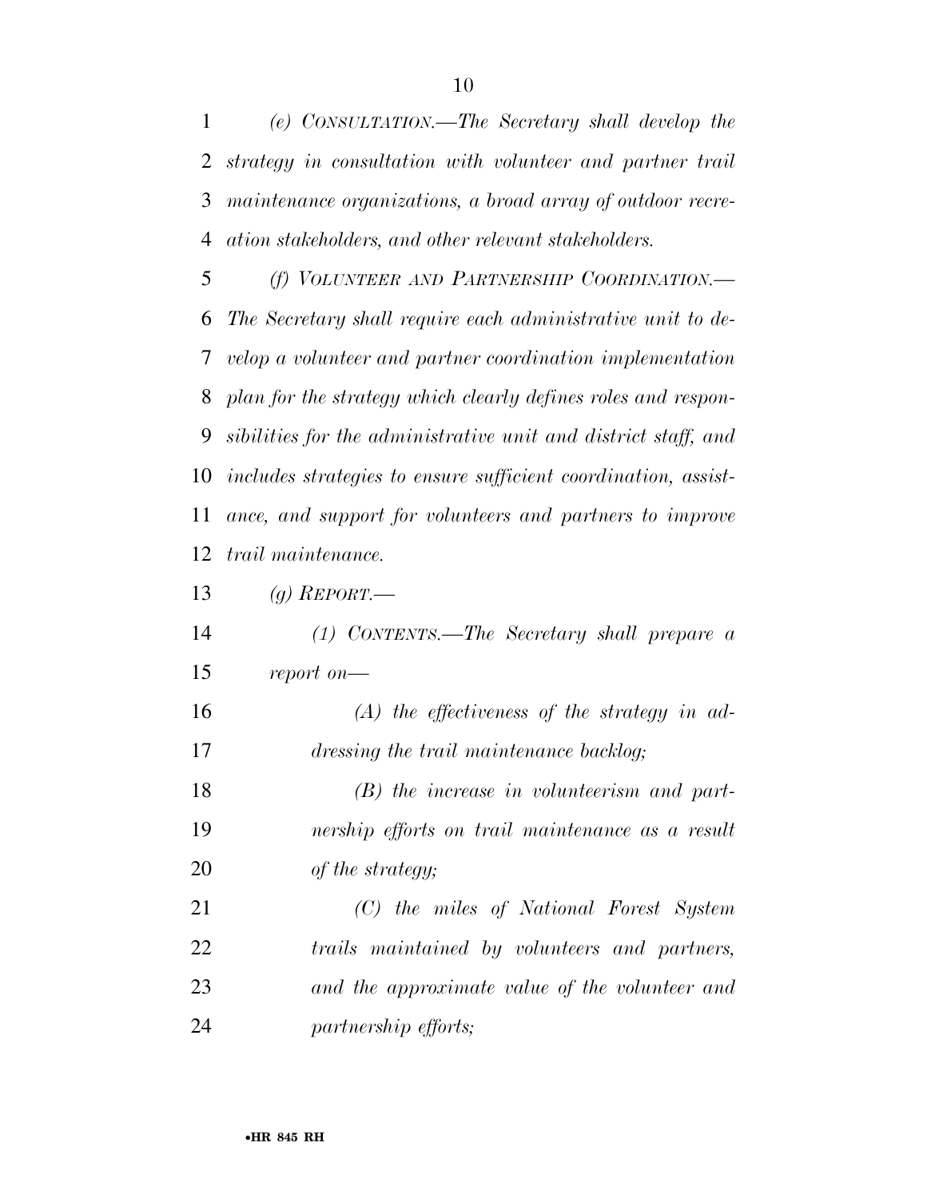*(e) CONSULTATION.—The Secretary shall develop the strategy in consultation with volunteer and partner trail maintenance organizations, a broad array of outdoor recreation stakeholders, and other relevant stakeholders.*

*(f) VOLUNTEER AND PARTNERSHIP COORDINATION.—The Secretary shall require each administrative unit to develop a volunteer and partner coordination implementation plan for the strategy which clearly defines roles and responsibilities for the administrative unit and district staff, and includes strategies to ensure sufficient coordination, assistance, and support for volunteers and partners to improve trail maintenance.*

*(g) REPORT.—*

*(1) CONTENTS.—The Secretary shall prepare a report on—*

*(A) the effectiveness of the strategy in addressing the trail maintenance backlog;*

*(B) the increase in volunteerism and partnership efforts on trail maintenance as a result of the strategy;*

*(C) the miles of National Forest System trails maintained by volunteers and partners, and the approximate value of the volunteer and partnership efforts;*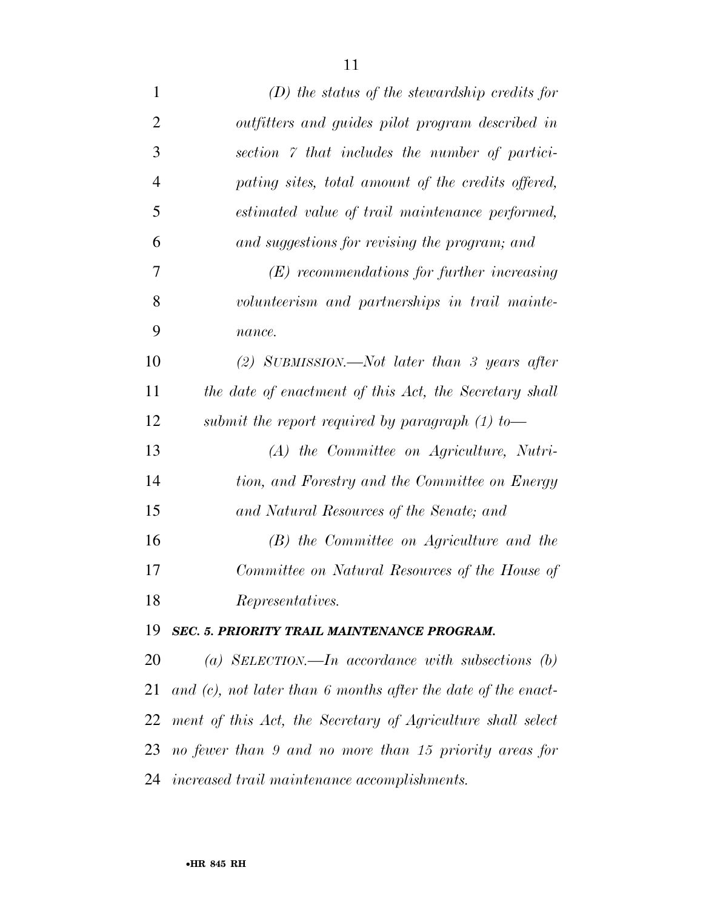*(D) the status of the stewardship credits for outfitters and guides pilot program described in section 7 that includes the number of participating sites, total amount of the credits offered, estimated value of trail maintenance performed, and suggestions for revising the program; and*

*(E) recommendations for further increasing volunteerism and partnerships in trail maintenance.*

*(2) SUBMISSION.—Not later than 3 years after the date of enactment of this Act, the Secretary shall submit the report required by paragraph (1) to—*

*(A) the Committee on Agriculture, Nutrition, and Forestry and the Committee on Energy and Natural Resources of the Senate; and*

*(B) the Committee on Agriculture and the Committee on Natural Resources of the House of Representatives.*

***SEC. 5. PRIORITY TRAIL MAINTENANCE PROGRAM.***

*(a) SELECTION.—In accordance with subsections (b) and (c), not later than 6 months after the date of the enactment of this Act, the Secretary of Agriculture shall select no fewer than 9 and no more than 15 priority areas for increased trail maintenance accomplishments.*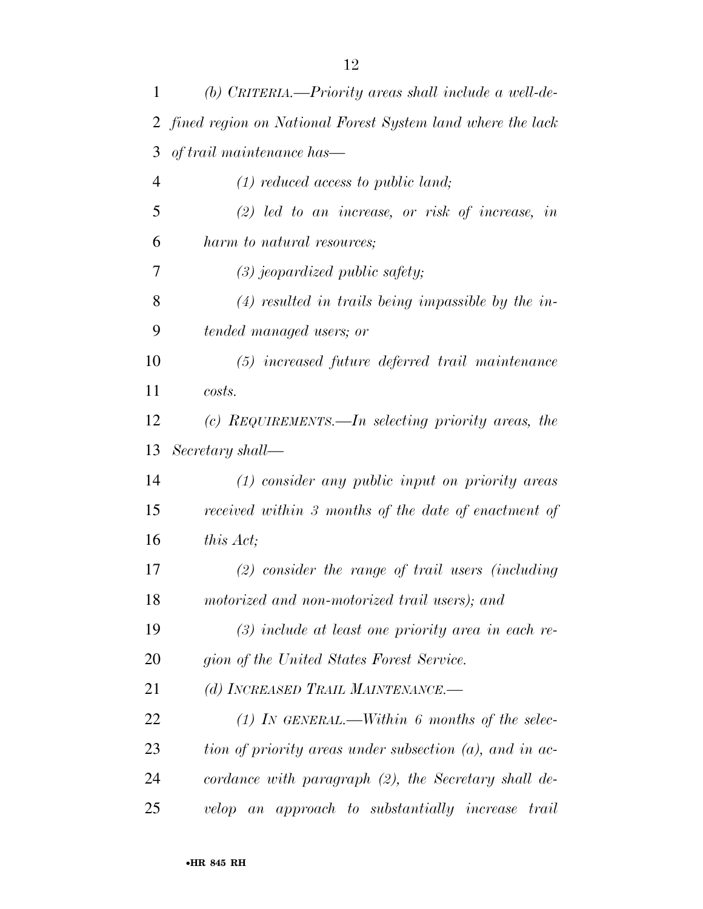*(b) Criteria.—Priority areas shall include a well-defined region on National Forest System land where the lack of trail maintenance has—*

*(1) reduced access to public land;*

*(2) led to an increase, or risk of increase, in harm to natural resources;*

*(3) jeopardized public safety;*

*(4) resulted in trails being impassible by the intended managed users; or*

*(5) increased future deferred trail maintenance costs.*

*(c) Requirements.—In selecting priority areas, the Secretary shall—*

*(1) consider any public input on priority areas received within 3 months of the date of enactment of this Act;*

*(2) consider the range of trail users (including motorized and non-motorized trail users); and*

*(3) include at least one priority area in each region of the United States Forest Service.*

*(d) Increased Trail Maintenance.—*

*(1) In general.—Within 6 months of the selection of priority areas under subsection (a), and in accordance with paragraph (2), the Secretary shall develop an approach to substantially increase trail*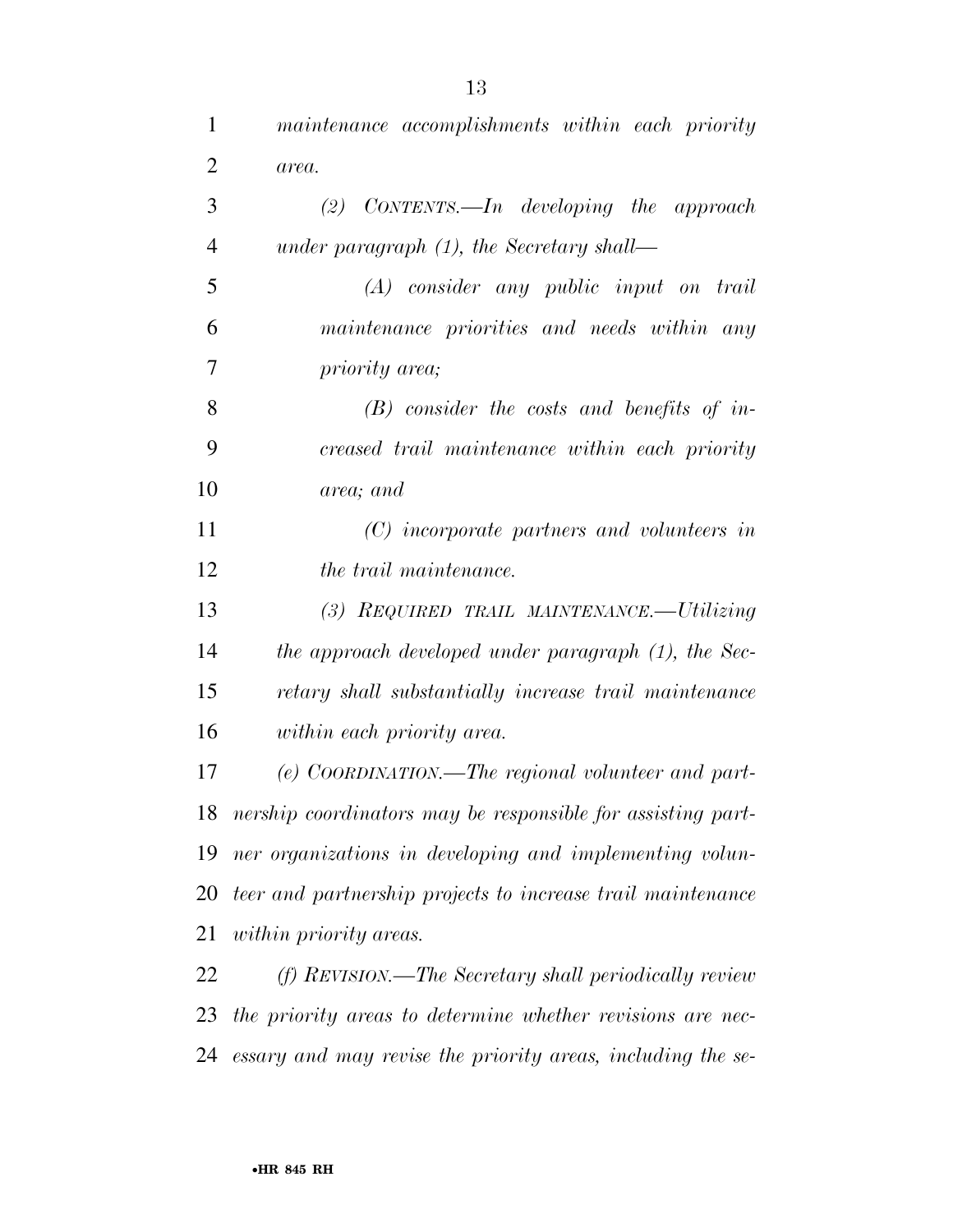*maintenance accomplishments within each priority area.*

*(2) CONTENTS.—In developing the approach under paragraph (1), the Secretary shall—*

*(A) consider any public input on trail maintenance priorities and needs within any priority area;*

*(B) consider the costs and benefits of increased trail maintenance within each priority area; and*

*(C) incorporate partners and volunteers in the trail maintenance.*

*(3) REQUIRED TRAIL MAINTENANCE.—Utilizing the approach developed under paragraph (1), the Secretary shall substantially increase trail maintenance within each priority area.*

*(e) COORDINATION.—The regional volunteer and partnership coordinators may be responsible for assisting partner organizations in developing and implementing volunteer and partnership projects to increase trail maintenance within priority areas.*

*(f) REVISION.—The Secretary shall periodically review the priority areas to determine whether revisions are necessary and may revise the priority areas, including the se-*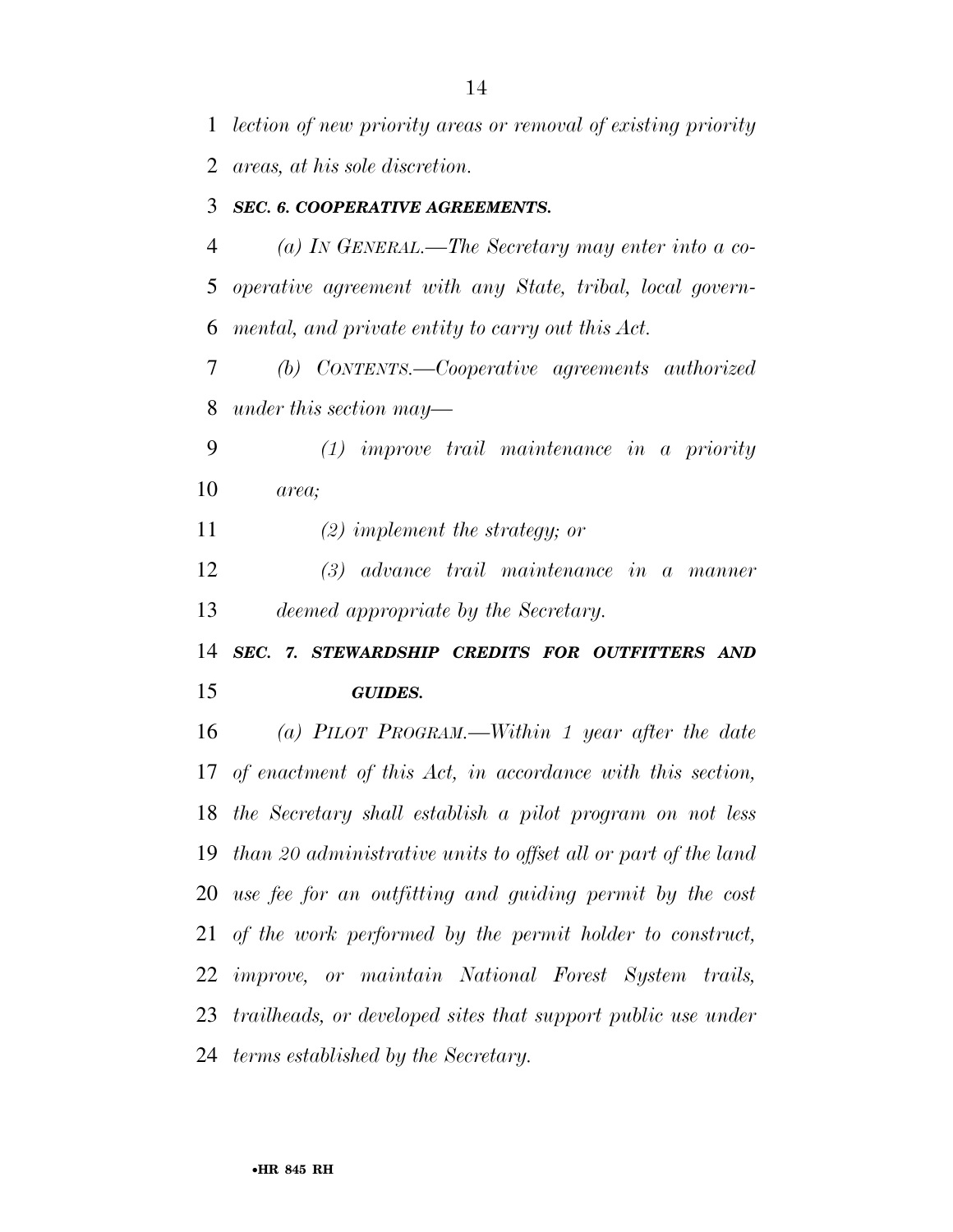*lection of new priority areas or removal of existing priority areas, at his sole discretion.*

***SEC. 6. COOPERATIVE AGREEMENTS.***

*(a) IN GENERAL.—The Secretary may enter into a cooperative agreement with any State, tribal, local governmental, and private entity to carry out this Act.*

*(b) CONTENTS.—Cooperative agreements authorized under this section may—*

*(1) improve trail maintenance in a priority area;*

*(2) implement the strategy; or*

*(3) advance trail maintenance in a manner deemed appropriate by the Secretary.*

***SEC. 7. STEWARDSHIP CREDITS FOR OUTFITTERS AND GUIDES.***

*(a) PILOT PROGRAM.—Within 1 year after the date of enactment of this Act, in accordance with this section, the Secretary shall establish a pilot program on not less than 20 administrative units to offset all or part of the land use fee for an outfitting and guiding permit by the cost of the work performed by the permit holder to construct, improve, or maintain National Forest System trails, trailheads, or developed sites that support public use under terms established by the Secretary.*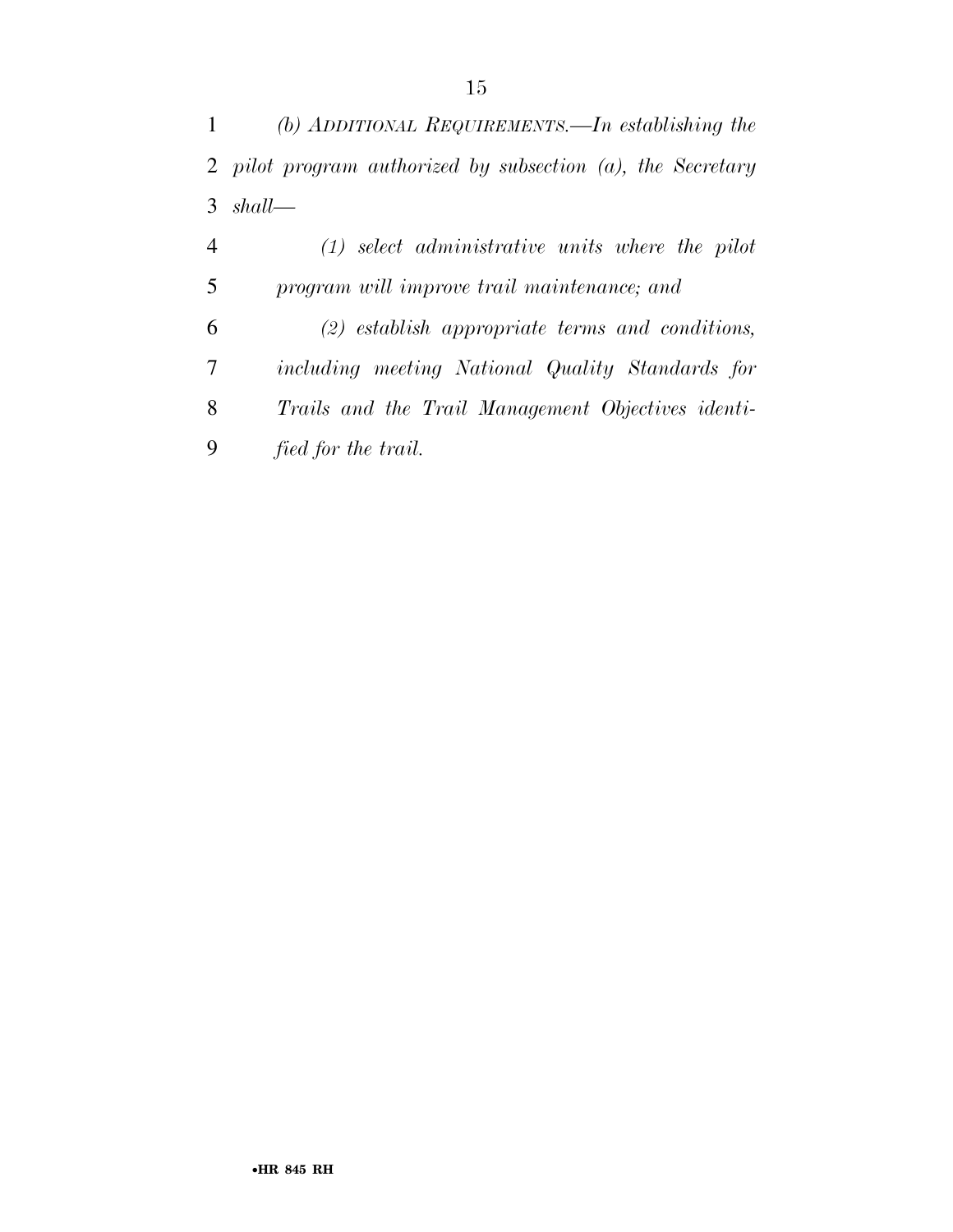*(b) ADDITIONAL REQUIREMENTS.—In establishing the pilot program authorized by subsection (a), the Secretary shall—*

*(1) select administrative units where the pilot program will improve trail maintenance; and*

*(2) establish appropriate terms and conditions, including meeting National Quality Standards for Trails and the Trail Management Objectives identified for the trail.*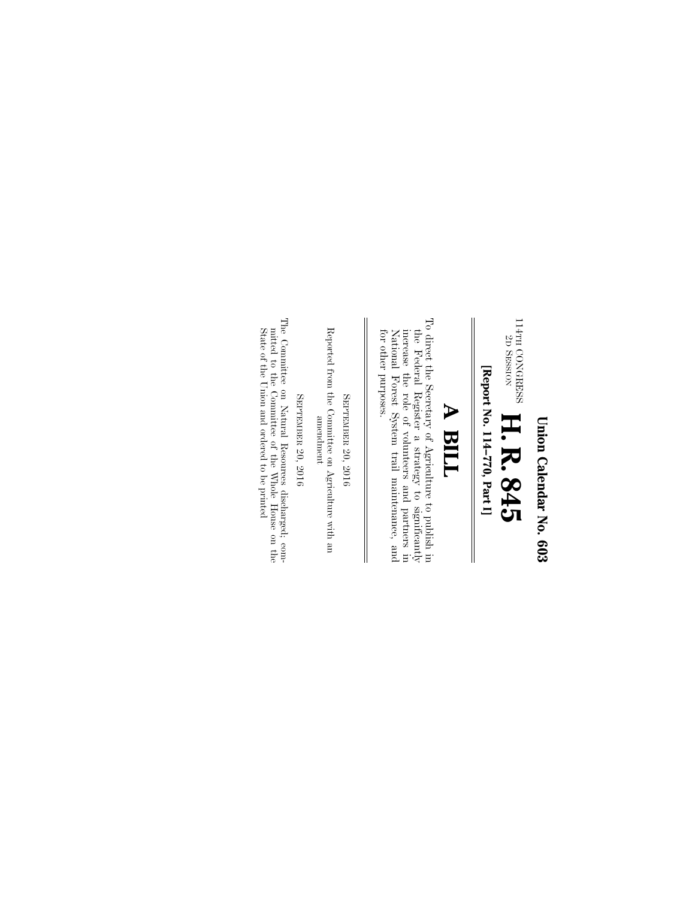# Union Calendar No. 603

114TH CONGRESS
2D SESSION

# H. R. 845

**[Report No. 114–770, Part I]**

---

# A BILL

To direct the Secretary of Agriculture to publish in the Federal Register a strategy to significantly increase the role of volunteers and partners in National Forest System trail maintenance, and for other purposes.

---

SEPTEMBER 20, 2016

Reported from the Committee on Agriculture with an amendment

SEPTEMBER 20, 2016

The Committee on Natural Resources discharged, committed to the Committee of the Whole House on the State of the Union and ordered to be printed